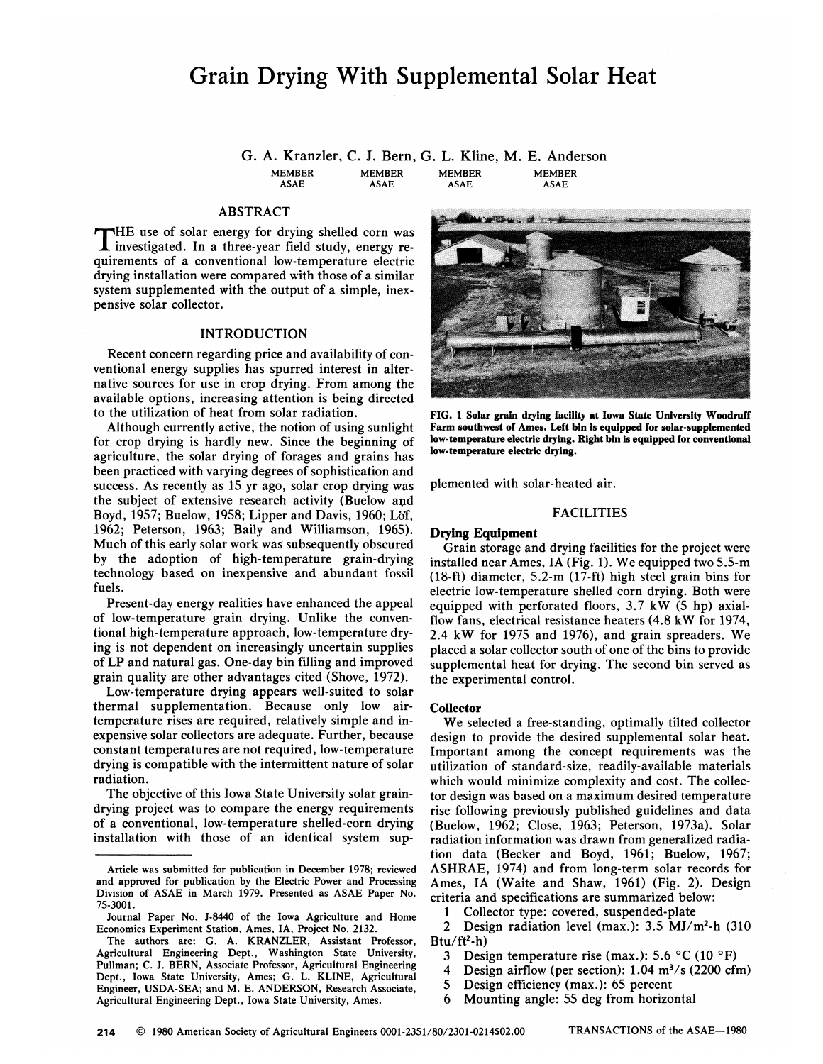# Grain Drying With Supplemental Solar Heat

G. A. Kranzler, C. J. Bern, G. L. Kline, M. E. Anderson

MEMBER ASAE — MEMBER ASAE — MEMBER ASAE — MEMBER ASAE

## ABSTRACT

THE use of solar energy for drying shelled corn was investigated. In a three-year field study, energy requirements of a conventional low-temperature electric drying installation were compared with those of a similar system supplemented with the output of a simple, inexpensive solar collector.

## INTRODUCTION

Recent concern regarding price and availability of conventional energy supplies has spurred interest in alternative sources for use in crop drying. From among the available options, increasing attention is being directed to the utilization of heat from solar radiation.

Although currently active, the notion of using sunlight for crop drying is hardly new. Since the beginning of agriculture, the solar drying of forages and grains has been practiced with varying degrees of sophistication and success. As recently as 15 yr ago, solar crop drying was the subject of extensive research activity (Buelow and Boyd, 1957; Buelow, 1958; Lipper and Davis, 1960; Löf, 1962; Peterson, 1963; Baily and Williamson, 1965). Much of this early solar work was subsequently obscured by the adoption of high-temperature grain-drying technology based on inexpensive and abundant fossil fuels.

Present-day energy realities have enhanced the appeal of low-temperature grain drying. Unlike the conventional high-temperature approach, low-temperature drying is not dependent on increasingly uncertain supplies of LP and natural gas. One-day bin filling and improved grain quality are other advantages cited (Shove, 1972).

Low-temperature drying appears well-suited to solar thermal supplementation. Because only low air-temperature rises are required, relatively simple and inexpensive solar collectors are adequate. Further, because constant temperatures are not required, low-temperature drying is compatible with the intermittent nature of solar radiation.

The objective of this Iowa State University solar grain-drying project was to compare the energy requirements of a conventional, low-temperature shelled-corn drying installation with those of an identical system supplemented with solar-heated air.

Article was submitted for publication in December 1978; reviewed and approved for publication by the Electric Power and Processing Division of ASAE in March 1979. Presented as ASAE Paper No. 75-3001.

Journal Paper No. J-8440 of the Iowa Agriculture and Home Economics Experiment Station, Ames, IA, Project No. 2132.

The authors are: G. A. KRANZLER, Assistant Professor, Agricultural Engineering Dept., Washington State University, Pullman; C. J. BERN, Associate Professor, Agricultural Engineering Dept., Iowa State University, Ames; G. L. KLINE, Agricultural Engineer, USDA-SEA; and M. E. ANDERSON, Research Associate, Agricultural Engineering Dept., Iowa State University, Ames.

**FIG. 1 Solar grain drying facility at Iowa State University Woodruff Farm southwest of Ames. Left bin is equipped for solar-supplemented low-temperature electric drying. Right bin is equipped for conventional low-temperature electric drying.**

## FACILITIES

### Drying Equipment

Grain storage and drying facilities for the project were installed near Ames, IA (Fig. 1). We equipped two 5.5-m (18-ft) diameter, 5.2-m (17-ft) high steel grain bins for electric low-temperature shelled corn drying. Both were equipped with perforated floors, 3.7 kW (5 hp) axial-flow fans, electrical resistance heaters (4.8 kW for 1974, 2.4 kW for 1975 and 1976), and grain spreaders. We placed a solar collector south of one of the bins to provide supplemental heat for drying. The second bin served as the experimental control.

### Collector

We selected a free-standing, optimally tilted collector design to provide the desired supplemental solar heat. Important among the concept requirements was the utilization of standard-size, readily-available materials which would minimize complexity and cost. The collector design was based on a maximum desired temperature rise following previously published guidelines and data (Buelow, 1962; Close, 1963; Peterson, 1973a). Solar radiation information was drawn from generalized radiation data (Becker and Boyd, 1961; Buelow, 1967; ASHRAE, 1974) and from long-term solar records for Ames, IA (Waite and Shaw, 1961) (Fig. 2). Design criteria and specifications are summarized below:

1. Collector type: covered, suspended-plate
2. Design radiation level (max.): 3.5 $MJ/m^2$-h (310 $Btu/ft^2$-h)
3. Design temperature rise (max.): 5.6 °C (10 °F)
4. Design airflow (per section): 1.04 $m^3/s$ (2200 cfm)
5. Design efficiency (max.): 65 percent
6. Mounting angle: 55 deg from horizontal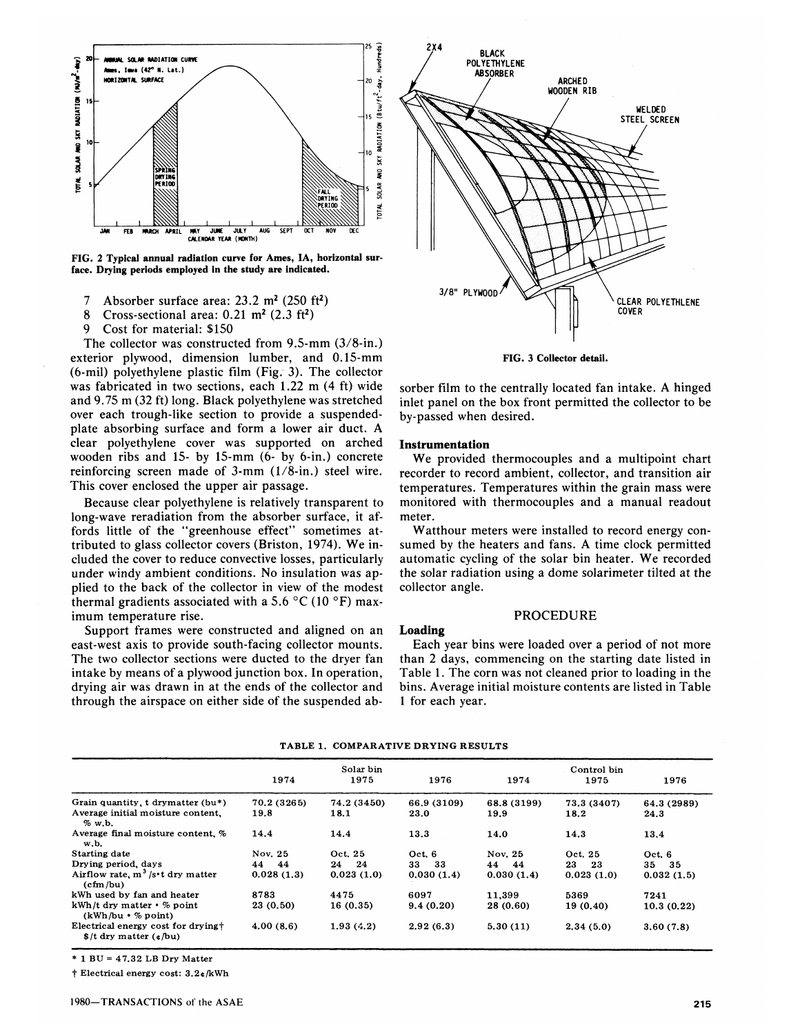FIG. 2 Typical annual radiation curve for Ames, IA, horizontal surface. Drying periods employed in the study are indicated.

7 Absorber surface area: 23.2 m² (250 ft²)

8 Cross-sectional area: 0.21 m² (2.3 ft²)

9 Cost for material: $150

The collector was constructed from 9.5-mm (3/8-in.) exterior plywood, dimension lumber, and 0.15-mm (6-mil) polyethylene plastic film (Fig. 3). The collector was fabricated in two sections, each 1.22 m (4 ft) wide and 9.75 m (32 ft) long. Black polyethylene was stretched over each trough-like section to provide a suspended-plate absorbing surface and form a lower air duct. A clear polyethylene cover was supported on arched wooden ribs and 15- by 15-mm (6- by 6-in.) concrete reinforcing screen made of 3-mm (1/8-in.) steel wire. This cover enclosed the upper air passage.

Because clear polyethylene is relatively transparent to long-wave reradiation from the absorber surface, it affords little of the "greenhouse effect" sometimes attributed to glass collector covers (Briston, 1974). We included the cover to reduce convective losses, particularly under windy ambient conditions. No insulation was applied to the back of the collector in view of the modest thermal gradients associated with a 5.6 °C (10 °F) maximum temperature rise.

Support frames were constructed and aligned on an east-west axis to provide south-facing collector mounts. The two collector sections were ducted to the dryer fan intake by means of a plywood junction box. In operation, drying air was drawn in at the ends of the collector and through the airspace on either side of the suspended absorber film to the centrally located fan intake. A hinged inlet panel on the box front permitted the collector to be by-passed when desired.

FIG. 3 Collector detail.

### Instrumentation

We provided thermocouples and a multipoint chart recorder to record ambient, collector, and transition air temperatures. Temperatures within the grain mass were monitored with thermocouples and a manual readout meter.

Watthour meters were installed to record energy consumed by the heaters and fans. A time clock permitted automatic cycling of the solar bin heater. We recorded the solar radiation using a dome solarimeter tilted at the collector angle.

## PROCEDURE

### Loading

Each year bins were loaded over a period of not more than 2 days, commencing on the starting date listed in Table 1. The corn was not cleaned prior to loading in the bins. Average initial moisture contents are listed in Table 1 for each year.

TABLE 1. COMPARATIVE DRYING RESULTS

| | Solar bin | | | Control bin | | |
|---|---|---|---|---|---|---|
| | 1974 | 1975 | 1976 | 1974 | 1975 | 1976 |
| Grain quantity, t drymatter (bu*) | 70.2 (3265) | 74.2 (3450) | 66.9 (3109) | 68.8 (3199) | 73.3 (3407) | 64.3 (2989) |
| Average initial moisture content, % w.b. | 19.8 | 18.1 | 23.0 | 19.9 | 18.2 | 24.3 |
| Average final moisture content, % w.b. | 14.4 | 14.4 | 13.3 | 14.0 | 14.3 | 13.4 |
| Starting date | Nov. 25 | Oct. 25 | Oct. 6 | Nov. 25 | Oct. 25 | Oct. 6 |
| Drying period, days | 44 44 | 24 24 | 33 33 | 44 44 | 23 23 | 35 35 |
| Airflow rate, m³/s·t dry matter (cfm/bu) | 0.028 (1.3) | 0.023 (1.0) | 0.030 (1.4) | 0.030 (1.4) | 0.023 (1.0) | 0.032 (1.5) |
| kWh used by fan and heater | 8783 | 4475 | 6097 | 11,399 | 5369 | 7241 |
| kWh/t dry matter · % point (kWh/bu · % point) | 23 (0.50) | 16 (0.35) | 9.4 (0.20) | 28 (0.60) | 19 (0.40) | 10.3 (0.22) |
| Electrical energy cost for drying† $/t dry matter (¢/bu) | 4.00 (8.6) | 1.93 (4.2) | 2.92 (6.3) | 5.30 (11) | 2.34 (5.0) | 3.60 (7.8) |

* 1 BU = 47.32 LB Dry Matter

† Electrical energy cost: 3.2¢/kWh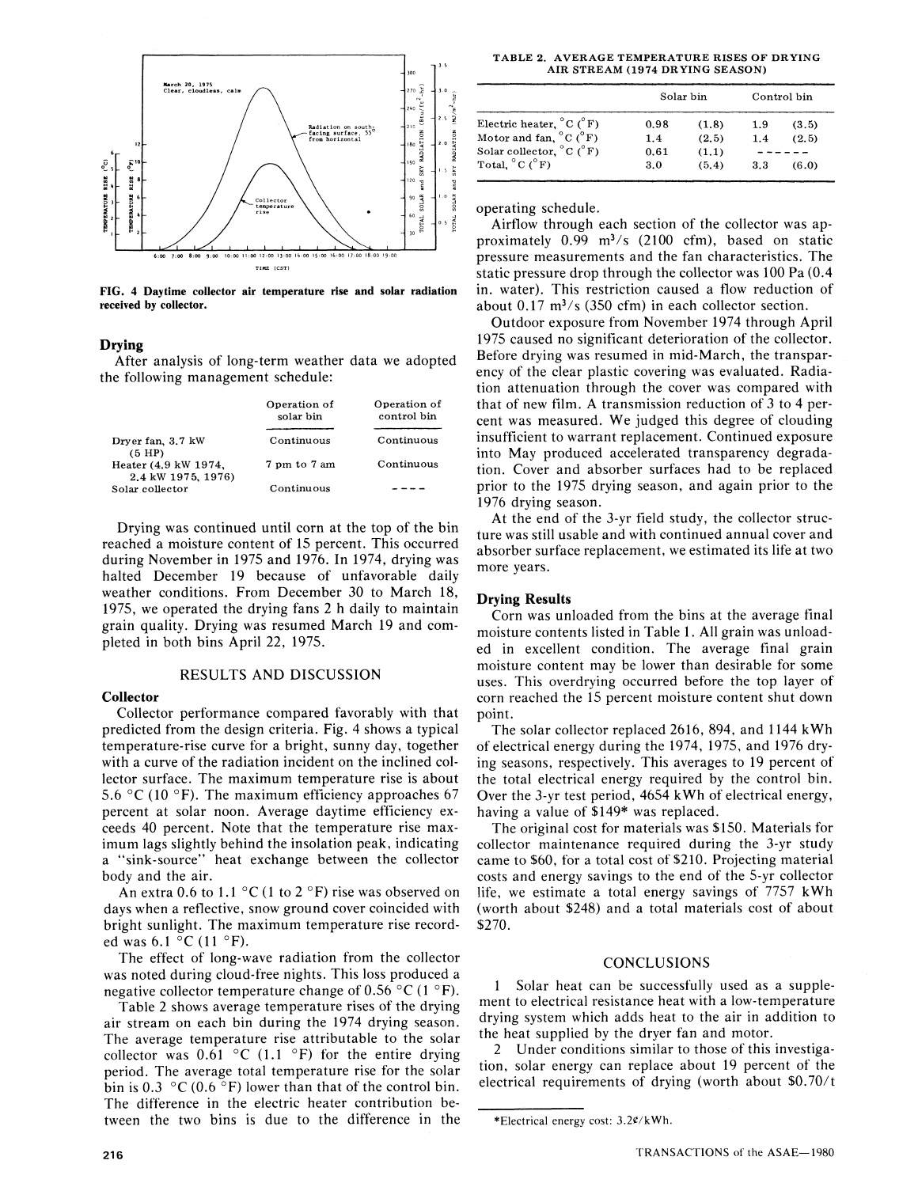FIG. 4 Daytime collector air temperature rise and solar radiation received by collector.

### Drying

After analysis of long-term weather data we adopted the following management schedule:

| | Operation of solar bin | Operation of control bin |
|---|---|---|
| Dryer fan, 3.7 kW (5 HP) | Continuous | Continuous |
| Heater (4.9 kW 1974, 2.4 kW 1975, 1976) | 7 pm to 7 am | Continuous |
| Solar collector | Continuous | ---- |

Drying was continued until corn at the top of the bin reached a moisture content of 15 percent. This occurred during November in 1975 and 1976. In 1974, drying was halted December 19 because of unfavorable daily weather conditions. From December 30 to March 18, 1975, we operated the drying fans 2 h daily to maintain grain quality. Drying was resumed March 19 and completed in both bins April 22, 1975.

## RESULTS AND DISCUSSION

### Collector

Collector performance compared favorably with that predicted from the design criteria. Fig. 4 shows a typical temperature-rise curve for a bright, sunny day, together with a curve of the radiation incident on the inclined collector surface. The maximum temperature rise is about 5.6 °C (10 °F). The maximum efficiency approaches 67 percent at solar noon. Average daytime efficiency exceeds 40 percent. Note that the temperature rise maximum lags slightly behind the insolation peak, indicating a "sink-source" heat exchange between the collector body and the air.

An extra 0.6 to 1.1 °C (1 to 2 °F) rise was observed on days when a reflective, snow ground cover coincided with bright sunlight. The maximum temperature rise recorded was 6.1 °C (11 °F).

The effect of long-wave radiation from the collector was noted during cloud-free nights. This loss produced a negative collector temperature change of 0.56 °C (1 °F).

Table 2 shows average temperature rises of the drying air stream on each bin during the 1974 drying season. The average temperature rise attributable to the solar collector was 0.61 °C (1.1 °F) for the entire drying period. The average total temperature rise for the solar bin is 0.3 °C (0.6 °F) lower than that of the control bin. The difference in the electric heater contribution between the two bins is due to the difference in the operating schedule.

TABLE 2. AVERAGE TEMPERATURE RISES OF DRYING AIR STREAM (1974 DRYING SEASON)

| | Solar bin | | Control bin | |
|---|---|---|---|---|
| Electric heater, °C (°F) | 0.98 | (1.8) | 1.9 | (3.5) |
| Motor and fan, °C (°F) | 1.4 | (2.5) | 1.4 | (2.5) |
| Solar collector, °C (°F) | 0.61 | (1.1) | ------ | |
| Total, °C (°F) | 3.0 | (5.4) | 3.3 | (6.0) |

Airflow through each section of the collector was approximately 0.99 $m^3/s$ (2100 cfm), based on static pressure measurements and the fan characteristics. The static pressure drop through the collector was 100 Pa (0.4 in. water). This restriction caused a flow reduction of about 0.17 $m^3/s$ (350 cfm) in each collector section.

Outdoor exposure from November 1974 through April 1975 caused no significant deterioration of the collector. Before drying was resumed in mid-March, the transparency of the clear plastic covering was evaluated. Radiation attenuation through the cover was compared with that of new film. A transmission reduction of 3 to 4 percent was measured. We judged this degree of clouding insufficient to warrant replacement. Continued exposure into May produced accelerated transparency degradation. Cover and absorber surfaces had to be replaced prior to the 1975 drying season, and again prior to the 1976 drying season.

At the end of the 3-yr field study, the collector structure was still usable and with continued annual cover and absorber surface replacement, we estimated its life at two more years.

### Drying Results

Corn was unloaded from the bins at the average final moisture contents listed in Table 1. All grain was unloaded in excellent condition. The average final grain moisture content may be lower than desirable for some uses. This overdrying occurred before the top layer of corn reached the 15 percent moisture content shut down point.

The solar collector replaced 2616, 894, and 1144 kWh of electrical energy during the 1974, 1975, and 1976 drying seasons, respectively. This averages to 19 percent of the total electrical energy required by the control bin. Over the 3-yr test period, 4654 kWh of electrical energy, having a value of $149* was replaced.

The original cost for materials was $150. Materials for collector maintenance required during the 3-yr study came to $60, for a total cost of $210. Projecting material costs and energy savings to the end of the 5-yr collector life, we estimate a total energy savings of 7757 kWh (worth about $248) and a total materials cost of about $270.

## CONCLUSIONS

1 Solar heat can be successfully used as a supplement to electrical resistance heat with a low-temperature drying system which adds heat to the air in addition to the heat supplied by the dryer fan and motor.

2 Under conditions similar to those of this investigation, solar energy can replace about 19 percent of the electrical requirements of drying (worth about $0.70/t

*Electrical energy cost: 3.2¢/kWh.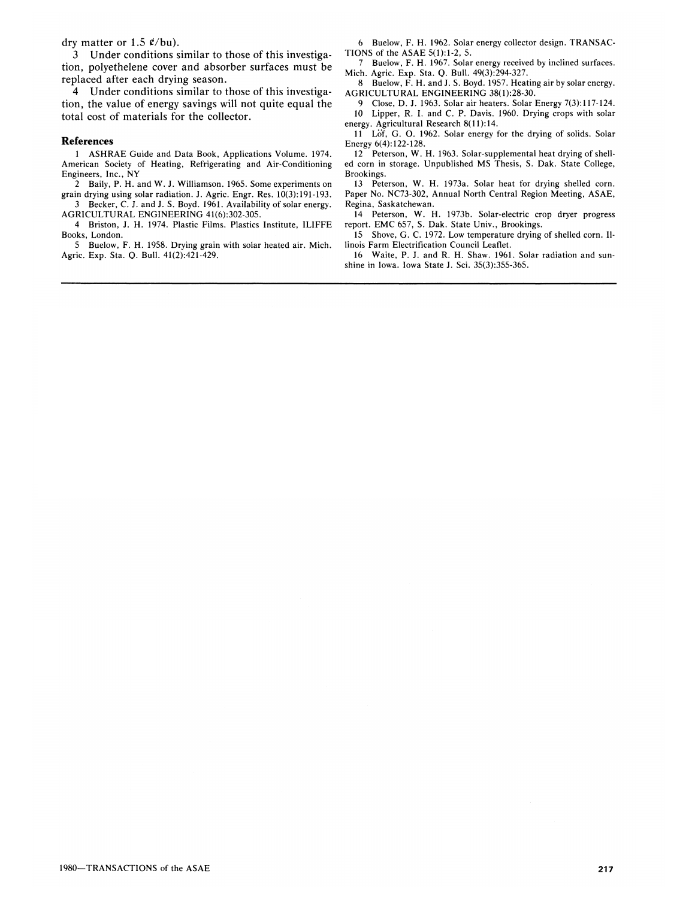dry matter or 1.5 ¢/bu).

3 Under conditions similar to those of this investigation, polyethelene cover and absorber surfaces must be replaced after each drying season.

4 Under conditions similar to those of this investigation, the value of energy savings will not quite equal the total cost of materials for the collector.

## References

1 ASHRAE Guide and Data Book, Applications Volume. 1974. American Society of Heating, Refrigerating and Air-Conditioning Engineers, Inc., NY

2 Baily, P. H. and W. J. Williamson. 1965. Some experiments on grain drying using solar radiation. J. Agric. Engr. Res. 10(3):191-193.

3 Becker, C. J. and J. S. Boyd. 1961. Availability of solar energy. AGRICULTURAL ENGINEERING 41(6):302-305.

4 Briston, J. H. 1974. Plastic Films. Plastics Institute, ILIFFE Books, London.

5 Buelow, F. H. 1958. Drying grain with solar heated air. Mich. Agric. Exp. Sta. Q. Bull. 41(2):421-429.

6 Buelow, F. H. 1962. Solar energy collector design. TRANSACTIONS of the ASAE 5(1):1-2, 5.

7 Buelow, F. H. 1967. Solar energy received by inclined surfaces. Mich. Agric. Exp. Sta. Q. Bull. 49(3):294-327.

8 Buelow, F. H. and J. S. Boyd. 1957. Heating air by solar energy. AGRICULTURAL ENGINEERING 38(1):28-30.

9 Close, D. J. 1963. Solar air heaters. Solar Energy 7(3):117-124.

10 Lipper, R. I. and C. P. Davis. 1960. Drying crops with solar energy. Agricultural Research 8(11):14.

11 Löf, G. O. 1962. Solar energy for the drying of solids. Solar Energy 6(4):122-128.

12 Peterson, W. H. 1963. Solar-supplemental heat drying of shelled corn in storage. Unpublished MS Thesis, S. Dak. State College, Brookings.

13 Peterson, W. H. 1973a. Solar heat for drying shelled corn. Paper No. NC73-302, Annual North Central Region Meeting, ASAE, Regina, Saskatchewan.

14 Peterson, W. H. 1973b. Solar-electric crop dryer progress report. EMC 657, S. Dak. State Univ., Brookings.

15 Shove, G. C. 1972. Low temperature drying of shelled corn. Illinois Farm Electrification Council Leaflet.

16 Waite, P. J. and R. H. Shaw. 1961. Solar radiation and sunshine in Iowa. Iowa State J. Sci. 35(3):355-365.